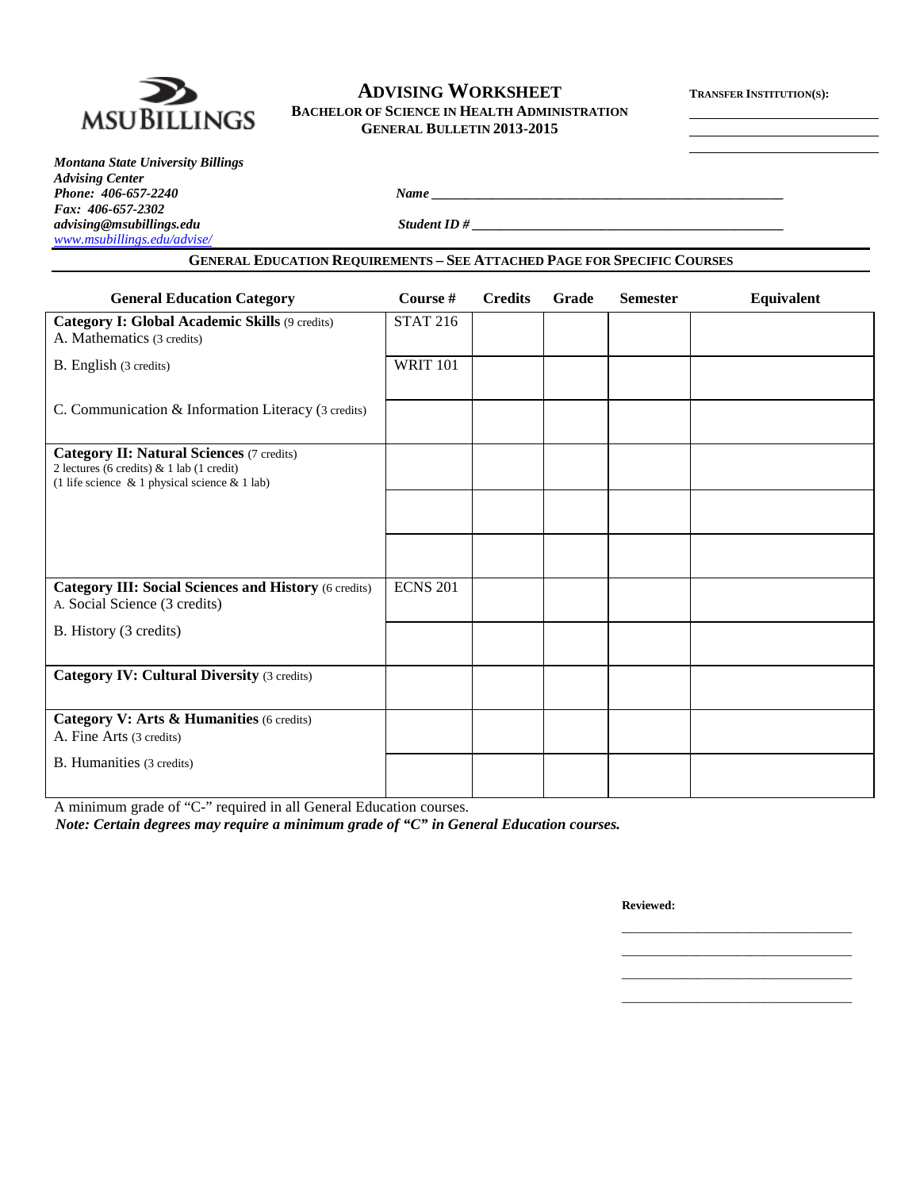MSU BILLINGS

# ADVISING WORKSHEET

**BACHELOR OF SCIENCE IN HEALTH ADMINISTRATION**
**GENERAL BULLETIN 2013-2015**

**TRANSFER INSTITUTION(S):**

_______________
_______________
_______________

***Montana State University Billings***
***Advising Center***
***Phone: 406-657-2240***
***Fax: 406-657-2302***
***advising@msubillings.edu***
*www.msubillings.edu/advise/*

***Name*** _______________________________________________

***Student ID #*** _______________________________________________

## GENERAL EDUCATION REQUIREMENTS – SEE ATTACHED PAGE FOR SPECIFIC COURSES

| General Education Category | Course # | Credits | Grade | Semester | Equivalent |
|---|---|---|---|---|---|
| **Category I: Global Academic Skills** (9 credits)<br>A. Mathematics (3 credits) | STAT 216 | | | | |
| B. English (3 credits) | WRIT 101 | | | | |
| C. Communication & Information Literacy (3 credits) | | | | | |
| **Category II: Natural Sciences** (7 credits)<br>2 lectures (6 credits) & 1 lab (1 credit)<br>(1 life science & 1 physical science & 1 lab) | | | | | |
| | | | | | |
| | | | | | |
| **Category III: Social Sciences and History** (6 credits)<br>A. Social Science (3 credits) | ECNS 201 | | | | |
| B. History (3 credits) | | | | | |
| **Category IV: Cultural Diversity** (3 credits) | | | | | |
| **Category V: Arts & Humanities** (6 credits)<br>A. Fine Arts (3 credits) | | | | | |
| B. Humanities (3 credits) | | | | | |

A minimum grade of "C-" required in all General Education courses.

***Note: Certain degrees may require a minimum grade of "C" in General Education courses.***

**Reviewed:**

_______________________________
_______________________________
_______________________________
_______________________________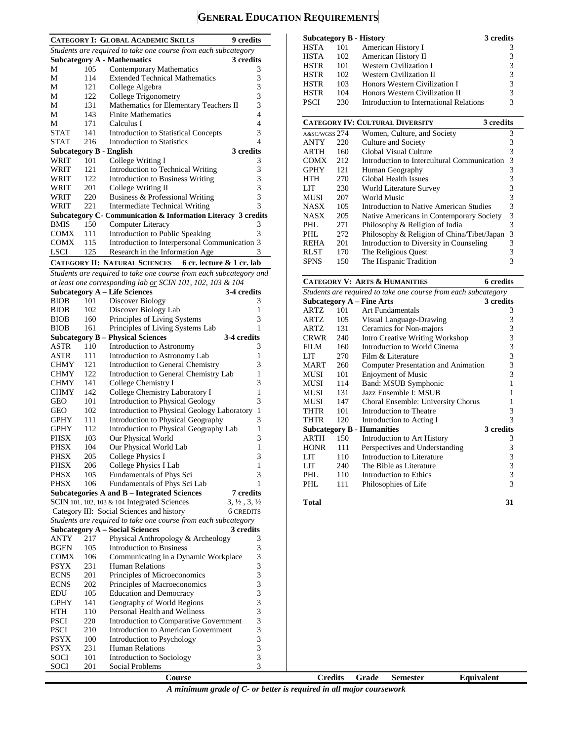# GENERAL EDUCATION REQUIREMENTS

**CATEGORY I: GLOBAL ACADEMIC SKILLS — 9 credits**

*Students are required to take one course from each subcategory*

| Subcategory A - Mathematics | | | 3 credits |
|---|---|---|---|
| M | 105 | Contemporary Mathematics | 3 |
| M | 114 | Extended Technical Mathematics | 3 |
| M | 121 | College Algebra | 3 |
| M | 122 | College Trigonometry | 3 |
| M | 131 | Mathematics for Elementary Teachers II | 3 |
| M | 143 | Finite Mathematics | 4 |
| M | 171 | Calculus I | 4 |
| STAT | 141 | Introduction to Statistical Concepts | 3 |
| STAT | 216 | Introduction to Statistics | 4 |
| **Subcategory B - English** | | | **3 credits** |
| WRIT | 101 | College Writing I | 3 |
| WRIT | 121 | Introduction to Technical Writing | 3 |
| WRIT | 122 | Introduction to Business Writing | 3 |
| WRIT | 201 | College Writing II | 3 |
| WRIT | 220 | Business & Professional Writing | 3 |
| WRIT | 221 | Intermediate Technical Writing | 3 |
| **Subcategory C- Communication & Information Literacy** | | | **3 credits** |
| BMIS | 150 | Computer Literacy | 3 |
| COMX | 111 | Introduction to Public Speaking | 3 |
| COMX | 115 | Introduction to Interpersonal Communication | 3 |
| LSCI | 125 | Research in the Information Age | 3 |

**CATEGORY II: NATURAL SCIENCES — 6 cr. lecture & 1 cr. lab**

*Students are required to take one course from each subcategory and at least one corresponding lab or SCIN 101, 102, 103 & 104*

| Subcategory A – Life Sciences | | | 3-4 credits |
|---|---|---|---|
| BIOB | 101 | Discover Biology | 3 |
| BIOB | 102 | Discover Biology Lab | 1 |
| BIOB | 160 | Principles of Living Systems | 3 |
| BIOB | 161 | Principles of Living Systems Lab | 1 |
| **Subcategory B – Physical Sciences** | | | **3-4 credits** |
| ASTR | 110 | Introduction to Astronomy | 3 |
| ASTR | 111 | Introduction to Astronomy Lab | 1 |
| CHMY | 121 | Introduction to General Chemistry | 3 |
| CHMY | 122 | Introduction to General Chemistry Lab | 1 |
| CHMY | 141 | College Chemistry I | 3 |
| CHMY | 142 | College Chemistry Laboratory I | 1 |
| GEO | 101 | Introduction to Physical Geology | 3 |
| GEO | 102 | Introduction to Physical Geology Laboratory | 1 |
| GPHY | 111 | Introduction to Physical Geography | 3 |
| GPHY | 112 | Introduction to Physical Geography Lab | 1 |
| PHSX | 103 | Our Physical World | 3 |
| PHSX | 104 | Our Physical World Lab | 1 |
| PHSX | 205 | College Physics I | 3 |
| PHSX | 206 | College Physics I Lab | 1 |
| PHSX | 105 | Fundamentals of Phys Sci | 3 |
| PHSX | 106 | Fundamentals of Phys Sci Lab | 1 |
| **Subcategories A and B – Integrated Sciences** | | | **7 credits** |
| SCIN 101, 102, 103 & 104 Integrated Sciences | | | 3, ½ , 3, ½ |

**Category III: Social Sciences and history — 6 CREDITS**

*Students are required to take one course from each subcategory*

| Subcategory A – Social Sciences | | | 3 credits |
|---|---|---|---|
| ANTY | 217 | Physical Anthropology & Archeology | 3 |
| BGEN | 105 | Introduction to Business | 3 |
| COMX | 106 | Communicating in a Dynamic Workplace | 3 |
| PSYX | 231 | Human Relations | 3 |
| ECNS | 201 | Principles of Microeconomics | 3 |
| ECNS | 202 | Principles of Macroeconomics | 3 |
| EDU | 105 | Education and Democracy | 3 |
| GPHY | 141 | Geography of World Regions | 3 |
| HTH | 110 | Personal Health and Wellness | 3 |
| PSCI | 220 | Introduction to Comparative Government | 3 |
| PSCI | 210 | Introduction to American Government | 3 |
| PSYX | 100 | Introduction to Psychology | 3 |
| PSYX | 231 | Human Relations | 3 |
| SOCI | 101 | Introduction to Sociology | 3 |
| SOCI | 201 | Social Problems | 3 |
| **Subcategory B - History** | | | **3 credits** |
| HSTA | 101 | American History I | 3 |
| HSTA | 102 | American History II | 3 |
| HSTR | 101 | Western Civilization I | 3 |
| HSTR | 102 | Western Civilization II | 3 |
| HSTR | 103 | Honors Western Civilization I | 3 |
| HSTR | 104 | Honors Western Civilization II | 3 |
| PSCI | 230 | Introduction to International Relations | 3 |

**CATEGORY IV: CULTURAL DIVERSITY — 3 credits**

| | | | |
|---|---|---|---|
| A&SC/WGSS | 274 | Women, Culture, and Society | 3 |
| ANTY | 220 | Culture and Society | 3 |
| ARTH | 160 | Global Visual Culture | 3 |
| COMX | 212 | Introduction to Intercultural Communication | 3 |
| GPHY | 121 | Human Geography | 3 |
| HTH | 270 | Global Health Issues | 3 |
| LIT | 230 | World Literature Survey | 3 |
| MUSI | 207 | World Music | 3 |
| NASX | 105 | Introduction to Native American Studies | 3 |
| NASX | 205 | Native Americans in Contemporary Society | 3 |
| PHL | 271 | Philosophy & Religion of India | 3 |
| PHL | 272 | Philosophy & Religion of China/Tibet/Japan | 3 |
| REHA | 201 | Introduction to Diversity in Counseling | 3 |
| RLST | 170 | The Religious Quest | 3 |
| SPNS | 150 | The Hispanic Tradition | 3 |

**CATEGORY V: ARTS & HUMANITIES — 6 credits**

*Students are required to take one course from each subcategory*

| Subcategory A – Fine Arts | | | 3 credits |
|---|---|---|---|
| ARTZ | 101 | Art Fundamentals | 3 |
| ARTZ | 105 | Visual Language-Drawing | 3 |
| ARTZ | 131 | Ceramics for Non-majors | 3 |
| CRWR | 240 | Intro Creative Writing Workshop | 3 |
| FILM | 160 | Introduction to World Cinema | 3 |
| LIT | 270 | Film & Literature | 3 |
| MART | 260 | Computer Presentation and Animation | 3 |
| MUSI | 101 | Enjoyment of Music | 3 |
| MUSI | 114 | Band: MSUB Symphonic | 1 |
| MUSI | 131 | Jazz Ensemble I: MSUB | 1 |
| MUSI | 147 | Choral Ensemble: University Chorus | 1 |
| THTR | 101 | Introduction to Theatre | 3 |
| THTR | 120 | Introduction to Acting I | 3 |
| **Subcategory B - Humanities** | | | **3 credits** |
| ARTH | 150 | Introduction to Art History | 3 |
| HONR | 111 | Perspectives and Understanding | 3 |
| LIT | 110 | Introduction to Literature | 3 |
| LIT | 240 | The Bible as Literature | 3 |
| PHL | 110 | Introduction to Ethics | 3 |
| PHL | 111 | Philosophies of Life | 3 |

**Total — 31**

| Course | Credits | Grade | Semester | Equivalent |
|---|---|---|---|---|

*A minimum grade of C- or better is required in all major coursework*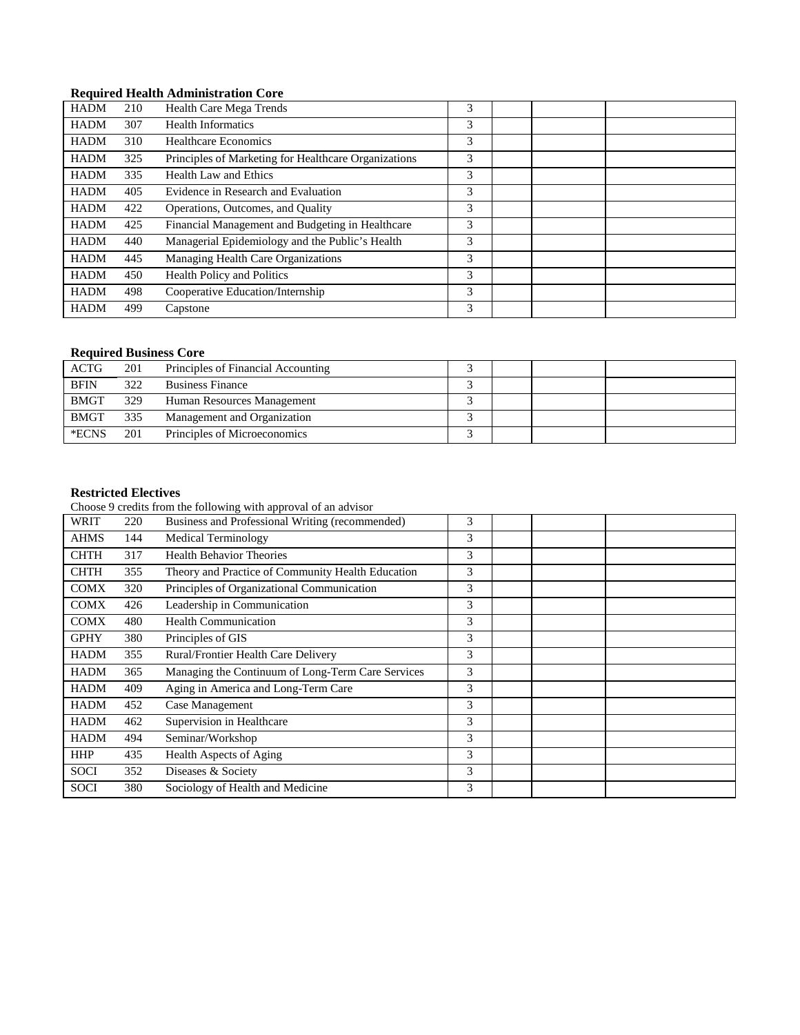**Required Health Administration Core**

| | | | | | | |
|---|---|---|---|---|---|---|
| HADM | 210 | Health Care Mega Trends | 3 | | | |
| HADM | 307 | Health Informatics | 3 | | | |
| HADM | 310 | Healthcare Economics | 3 | | | |
| HADM | 325 | Principles of Marketing for Healthcare Organizations | 3 | | | |
| HADM | 335 | Health Law and Ethics | 3 | | | |
| HADM | 405 | Evidence in Research and Evaluation | 3 | | | |
| HADM | 422 | Operations, Outcomes, and Quality | 3 | | | |
| HADM | 425 | Financial Management and Budgeting in Healthcare | 3 | | | |
| HADM | 440 | Managerial Epidemiology and the Public's Health | 3 | | | |
| HADM | 445 | Managing Health Care Organizations | 3 | | | |
| HADM | 450 | Health Policy and Politics | 3 | | | |
| HADM | 498 | Cooperative Education/Internship | 3 | | | |
| HADM | 499 | Capstone | 3 | | | |

**Required Business Core**

| | | | | | | |
|---|---|---|---|---|---|---|
| ACTG | 201 | Principles of Financial Accounting | 3 | | | |
| BFIN | 322 | Business Finance | 3 | | | |
| BMGT | 329 | Human Resources Management | 3 | | | |
| BMGT | 335 | Management and Organization | 3 | | | |
| *ECNS | 201 | Principles of Microeconomics | 3 | | | |

**Restricted Electives**

Choose 9 credits from the following with approval of an advisor

| | | | | | | |
|---|---|---|---|---|---|---|
| WRIT | 220 | Business and Professional Writing (recommended) | 3 | | | |
| AHMS | 144 | Medical Terminology | 3 | | | |
| CHTH | 317 | Health Behavior Theories | 3 | | | |
| CHTH | 355 | Theory and Practice of Community Health Education | 3 | | | |
| COMX | 320 | Principles of Organizational Communication | 3 | | | |
| COMX | 426 | Leadership in Communication | 3 | | | |
| COMX | 480 | Health Communication | 3 | | | |
| GPHY | 380 | Principles of GIS | 3 | | | |
| HADM | 355 | Rural/Frontier Health Care Delivery | 3 | | | |
| HADM | 365 | Managing the Continuum of Long-Term Care Services | 3 | | | |
| HADM | 409 | Aging in America and Long-Term Care | 3 | | | |
| HADM | 452 | Case Management | 3 | | | |
| HADM | 462 | Supervision in Healthcare | 3 | | | |
| HADM | 494 | Seminar/Workshop | 3 | | | |
| HHP | 435 | Health Aspects of Aging | 3 | | | |
| SOCI | 352 | Diseases & Society | 3 | | | |
| SOCI | 380 | Sociology of Health and Medicine | 3 | | | |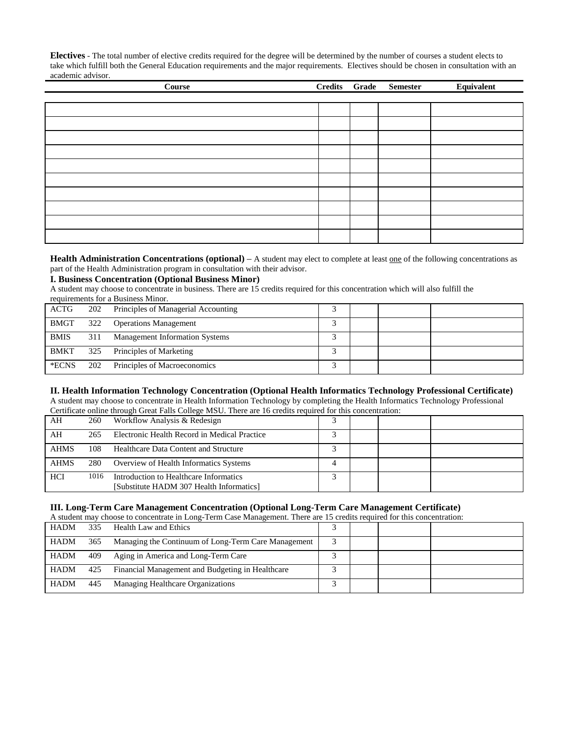**Electives** - The total number of elective credits required for the degree will be determined by the number of courses a student elects to take which fulfill both the General Education requirements and the major requirements. Electives should be chosen in consultation with an academic advisor.

| Course | Credits | Grade | Semester | Equivalent |
|---|---|---|---|---|
| | | | | |
| | | | | |
| | | | | |
| | | | | |
| | | | | |
| | | | | |
| | | | | |
| | | | | |
| | | | | |
| | | | | |

**Health Administration Concentrations (optional)** – A student may elect to complete at least <u>one</u> of the following concentrations as part of the Health Administration program in consultation with their advisor.

### I. Business Concentration (Optional Business Minor)

A student may choose to concentrate in business. There are 15 credits required for this concentration which will also fulfill the requirements for a Business Minor.

| | | | | | | |
|---|---|---|---|---|---|---|
| ACTG | 202 | Principles of Managerial Accounting | 3 | | | |
| BMGT | 322 | Operations Management | 3 | | | |
| BMIS | 311 | Management Information Systems | 3 | | | |
| BMKT | 325 | Principles of Marketing | 3 | | | |
| *ECNS | 202 | Principles of Macroeconomics | 3 | | | |

### II. Health Information Technology Concentration (Optional Health Informatics Technology Professional Certificate)

A student may choose to concentrate in Health Information Technology by completing the Health Informatics Technology Professional Certificate online through Great Falls College MSU. There are 16 credits required for this concentration:

| | | | | | | |
|---|---|---|---|---|---|---|
| AH | 260 | Workflow Analysis & Redesign | 3 | | | |
| AH | 265 | Electronic Health Record in Medical Practice | 3 | | | |
| AHMS | 108 | Healthcare Data Content and Structure | 3 | | | |
| AHMS | 280 | Overview of Health Informatics Systems | 4 | | | |
| HCI | 1016 | Introduction to Healthcare Informatics [Substitute HADM 307 Health Informatics] | 3 | | | |

### III. Long-Term Care Management Concentration (Optional Long-Term Care Management Certificate)

A student may choose to concentrate in Long-Term Case Management. There are 15 credits required for this concentration:

| | | | | | | |
|---|---|---|---|---|---|---|
| HADM | 335 | Health Law and Ethics | 3 | | | |
| HADM | 365 | Managing the Continuum of Long-Term Care Management | 3 | | | |
| HADM | 409 | Aging in America and Long-Term Care | 3 | | | |
| HADM | 425 | Financial Management and Budgeting in Healthcare | 3 | | | |
| HADM | 445 | Managing Healthcare Organizations | 3 | | | |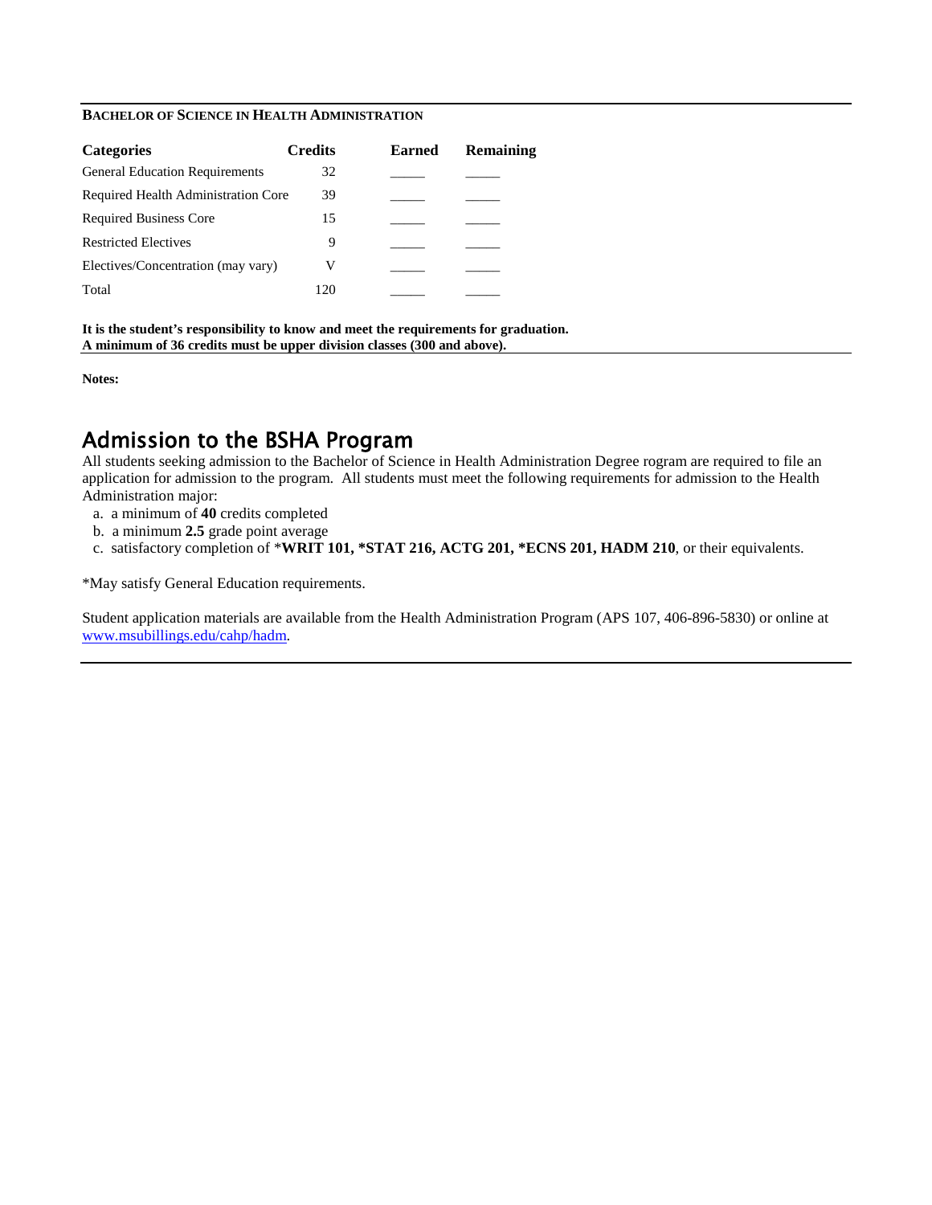**BACHELOR OF SCIENCE IN HEALTH ADMINISTRATION**

| Categories | Credits | Earned | Remaining |
|---|---|---|---|
| General Education Requirements | 32 | _____ | _____ |
| Required Health Administration Core | 39 | _____ | _____ |
| Required Business Core | 15 | _____ | _____ |
| Restricted Electives | 9 | _____ | _____ |
| Electives/Concentration (may vary) | V | _____ | _____ |
| Total | 120 | _____ | _____ |

**It is the student's responsibility to know and meet the requirements for graduation.**
**A minimum of 36 credits must be upper division classes (300 and above).**

**Notes:**

# Admission to the BSHA Program

All students seeking admission to the Bachelor of Science in Health Administration Degree rogram are required to file an application for admission to the program. All students must meet the following requirements for admission to the Health Administration major:

a. a minimum of **40** credits completed
b. a minimum **2.5** grade point average
c. satisfactory completion of ***WRIT 101, *STAT 216, ACTG 201, *ECNS 201, HADM 210**, or their equivalents.

*May satisfy General Education requirements.

Student application materials are available from the Health Administration Program (APS 107, 406-896-5830) or online at [www.msubillings.edu/cahp/hadm](http://www.msubillings.edu/cahp/hadm).